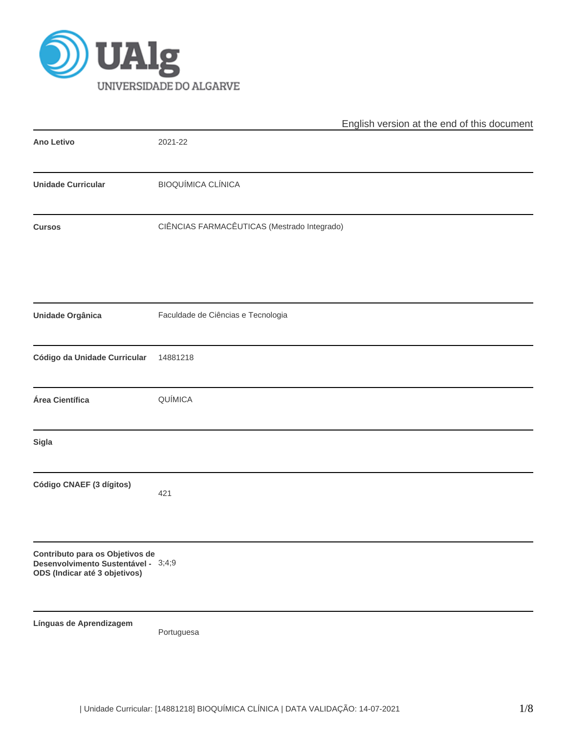English version at the end of this document

| | |
|---|---|
| **Ano Letivo** | 2021-22 |
| **Unidade Curricular** | BIOQUÍMICA CLÍNICA |
| **Cursos** | CIÊNCIAS FARMACÊUTICAS (Mestrado Integrado) |
| **Unidade Orgânica** | Faculdade de Ciências e Tecnologia |
| **Código da Unidade Curricular** | 14881218 |
| **Área Científica** | QUÍMICA |
| **Sigla** | |
| **Código CNAEF (3 dígitos)** | 421 |
| **Contributo para os Objetivos de Desenvolvimento Sustentável - ODS (Indicar até 3 objetivos)** | 3;4;9 |
| **Línguas de Aprendizagem** | Portuguesa |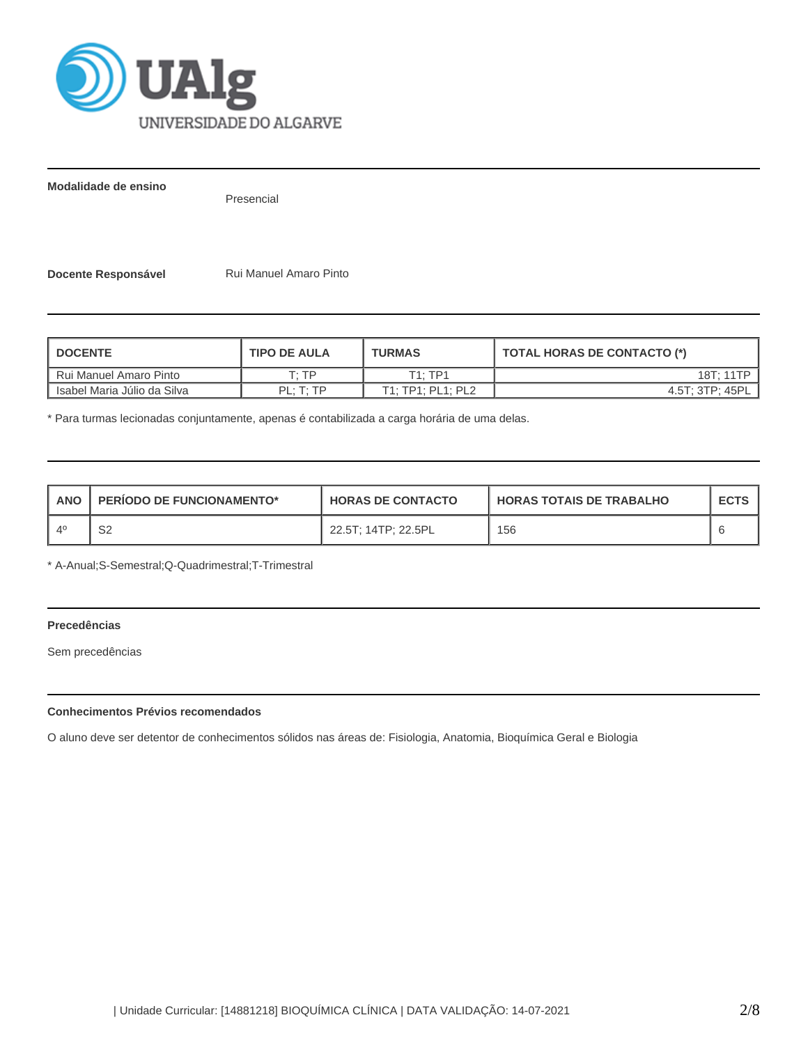**Modalidade de ensino** Presencial

**Docente Responsável** Rui Manuel Amaro Pinto

| DOCENTE | TIPO DE AULA | TURMAS | TOTAL HORAS DE CONTACTO (*) |
|---|---|---|---|
| Rui Manuel Amaro Pinto | T; TP | T1; TP1 | 18T; 11TP |
| Isabel Maria Júlio da Silva | PL; T; TP | T1; TP1; PL1; PL2 | 4.5T; 3TP; 45PL |

* Para turmas lecionadas conjuntamente, apenas é contabilizada a carga horária de uma delas.

| ANO | PERÍODO DE FUNCIONAMENTO* | HORAS DE CONTACTO | HORAS TOTAIS DE TRABALHO | ECTS |
|---|---|---|---|---|
| 4º | S2 | 22.5T; 14TP; 22.5PL | 156 | 6 |

* A-Anual;S-Semestral;Q-Quadrimestral;T-Trimestral

**Precedências**

Sem precedências

**Conhecimentos Prévios recomendados**

O aluno deve ser detentor de conhecimentos sólidos nas áreas de: Fisiologia, Anatomia, Bioquímica Geral e Biologia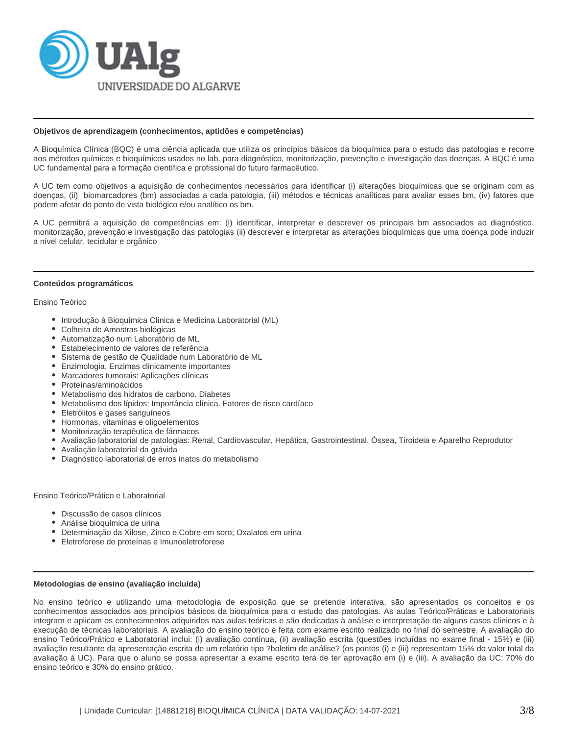## Objetivos de aprendizagem (conhecimentos, aptidões e competências)

A Bioquímica Clínica (BQC) é uma ciência aplicada que utiliza os princípios básicos da bioquímica para o estudo das patologias e recorre aos métodos químicos e bioquímicos usados no lab. para diagnóstico, monitorização, prevenção e investigação das doenças. A BQC é uma UC fundamental para a formação científica e profissional do futuro farmacêutico.

A UC tem como objetivos a aquisição de conhecimentos necessários para identificar (i) alterações bioquímicas que se originam com as doenças, (ii) biomarcadores (bm) associadas a cada patologia, (iii) métodos e técnicas analíticas para avaliar esses bm, (iv) fatores que podem afetar do ponto de vista biológico e/ou analítico os bm.

A UC permitirá a aquisição de competências em: (i) identificar, interpretar e descrever os principais bm associados ao diagnóstico, monitorização, prevenção e investigação das patologias (ii) descrever e interpretar as alterações bioquímicas que uma doença pode induzir a nível celular, tecidular e orgânico

## Conteúdos programáticos

Ensino Teórico

- Introdução à Bioquímica Clínica e Medicina Laboratorial (ML)
- Colheita de Amostras biológicas
- Automatização num Laboratório de ML
- Estabelecimento de valores de referência
- Sistema de gestão de Qualidade num Laboratório de ML
- Enzimologia. Enzimas clinicamente importantes
- Marcadores tumorais: Aplicações clínicas
- Proteínas/aminoácidos
- Metabolismo dos hidratos de carbono. Diabetes
- Metabolismo dos lípidos: Importância clínica. Fatores de risco cardíaco
- Eletrólitos e gases sanguíneos
- Hormonas, vitaminas e oligoelementos
- Monitorização terapêutica de fármacos
- Avaliação laboratorial de patologias: Renal, Cardiovascular, Hepática, Gastrointestinal, Óssea, Tiroideia e Aparelho Reprodutor
- Avaliação laboratorial da grávida
- Diagnóstico laboratorial de erros inatos do metabolismo

Ensino Teórico/Prático e Laboratorial

- Discussão de casos clínicos
- Análise bioquímica de urina
- Determinação da Xilose, Zinco e Cobre em soro; Oxalatos em urina
- Eletroforese de proteínas e Imunoeletroforese

## Metodologias de ensino (avaliação incluída)

No ensino teórico e utilizando uma metodologia de exposição que se pretende interativa, são apresentados os conceitos e os conhecimentos associados aos princípios básicos da bioquímica para o estudo das patologias. As aulas Teórico/Práticas e Laboratoriais integram e aplicam os conhecimentos adquiridos nas aulas teóricas e são dedicadas à análise e interpretação de alguns casos clínicos e à execução de técnicas laboratoriais. A avaliação do ensino teórico é feita com exame escrito realizado no final do semestre. A avaliação do ensino Teórico/Prático e Laboratorial inclui: (i) avaliação contínua, (ii) avaliação escrita (questões incluídas no exame final - 15%) e (iii) avaliação resultante da apresentação escrita de um relatório tipo ?boletim de análise? (os pontos (i) e (iii) representam 15% do valor total da avaliação à UC). Para que o aluno se possa apresentar a exame escrito terá de ter aprovação em (i) e (iii). A avaliação da UC: 70% do ensino teórico e 30% do ensino prático.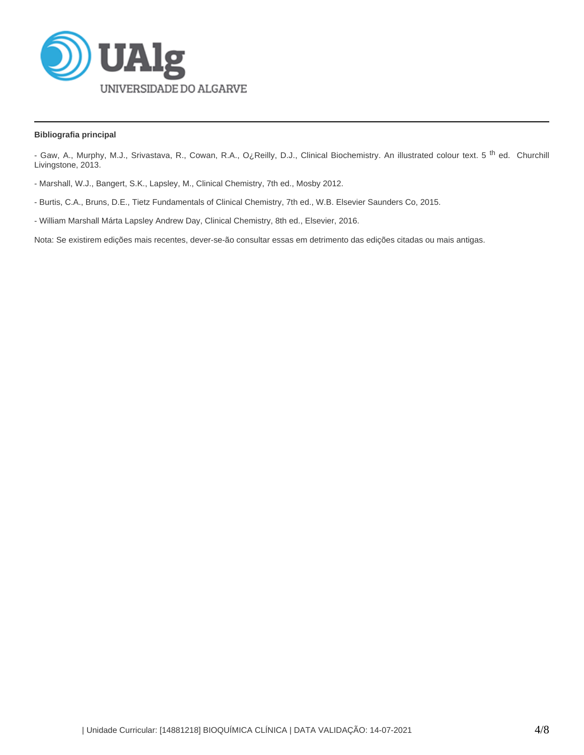**Bibliografia principal**

- Gaw, A., Murphy, M.J., Srivastava, R., Cowan, R.A., O¿Reilly, D.J., Clinical Biochemistry. An illustrated colour text. 5 th ed. Churchill Livingstone, 2013.

- Marshall, W.J., Bangert, S.K., Lapsley, M., Clinical Chemistry, 7th ed., Mosby 2012.

- Burtis, C.A., Bruns, D.E., Tietz Fundamentals of Clinical Chemistry, 7th ed., W.B. Elsevier Saunders Co, 2015.

- William Marshall Márta Lapsley Andrew Day, Clinical Chemistry, 8th ed., Elsevier, 2016.

Nota: Se existirem edições mais recentes, dever-se-ão consultar essas em detrimento das edições citadas ou mais antigas.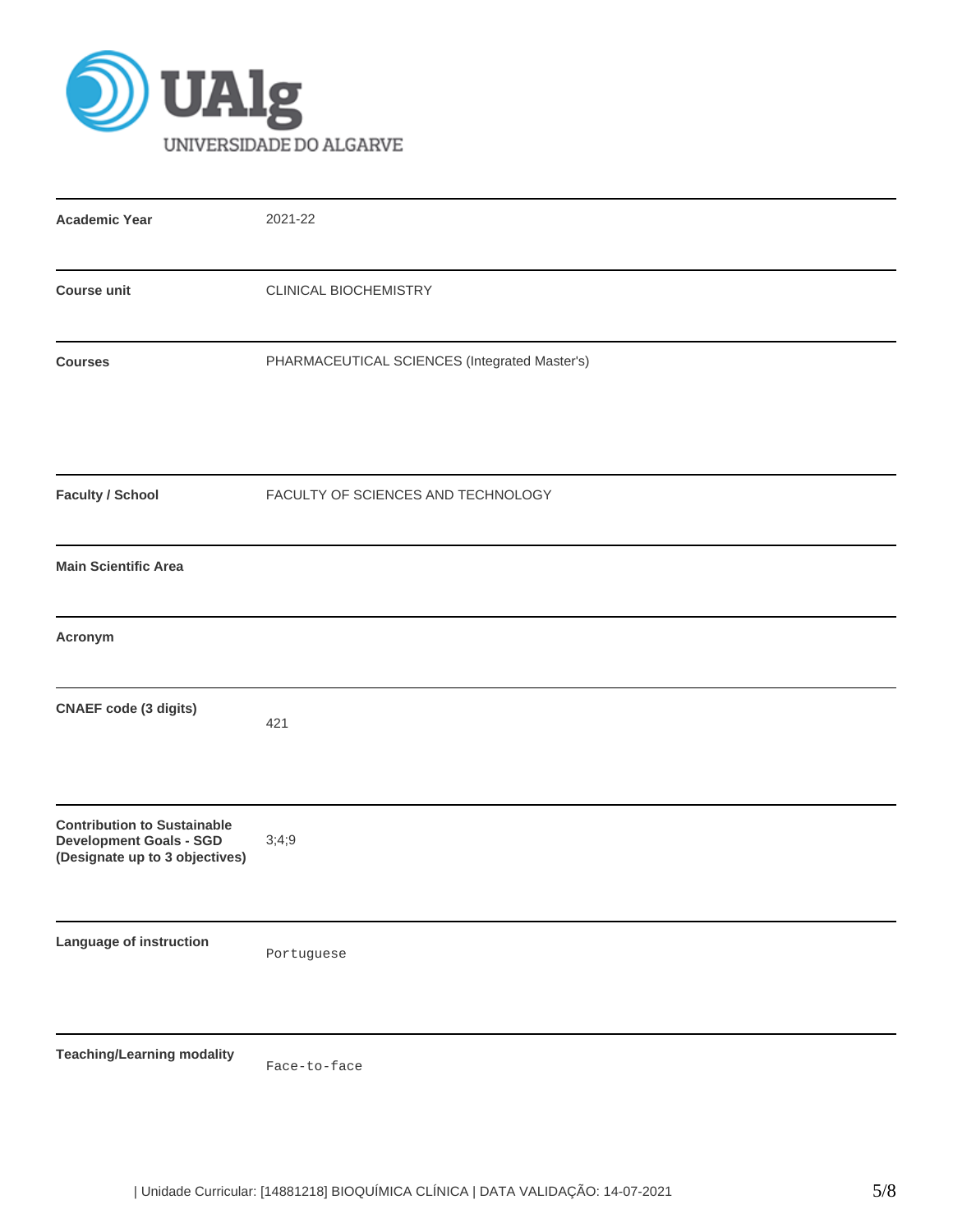| | |
|---|---|
| **Academic Year** | 2021-22 |
| **Course unit** | CLINICAL BIOCHEMISTRY |
| **Courses** | PHARMACEUTICAL SCIENCES (Integrated Master's) |
| **Faculty / School** | FACULTY OF SCIENCES AND TECHNOLOGY |
| **Main Scientific Area** | |
| **Acronym** | |
| **CNAEF code (3 digits)** | 421 |
| **Contribution to Sustainable Development Goals - SGD (Designate up to 3 objectives)** | 3;4;9 |
| **Language of instruction** | Portuguese |
| **Teaching/Learning modality** | Face-to-face |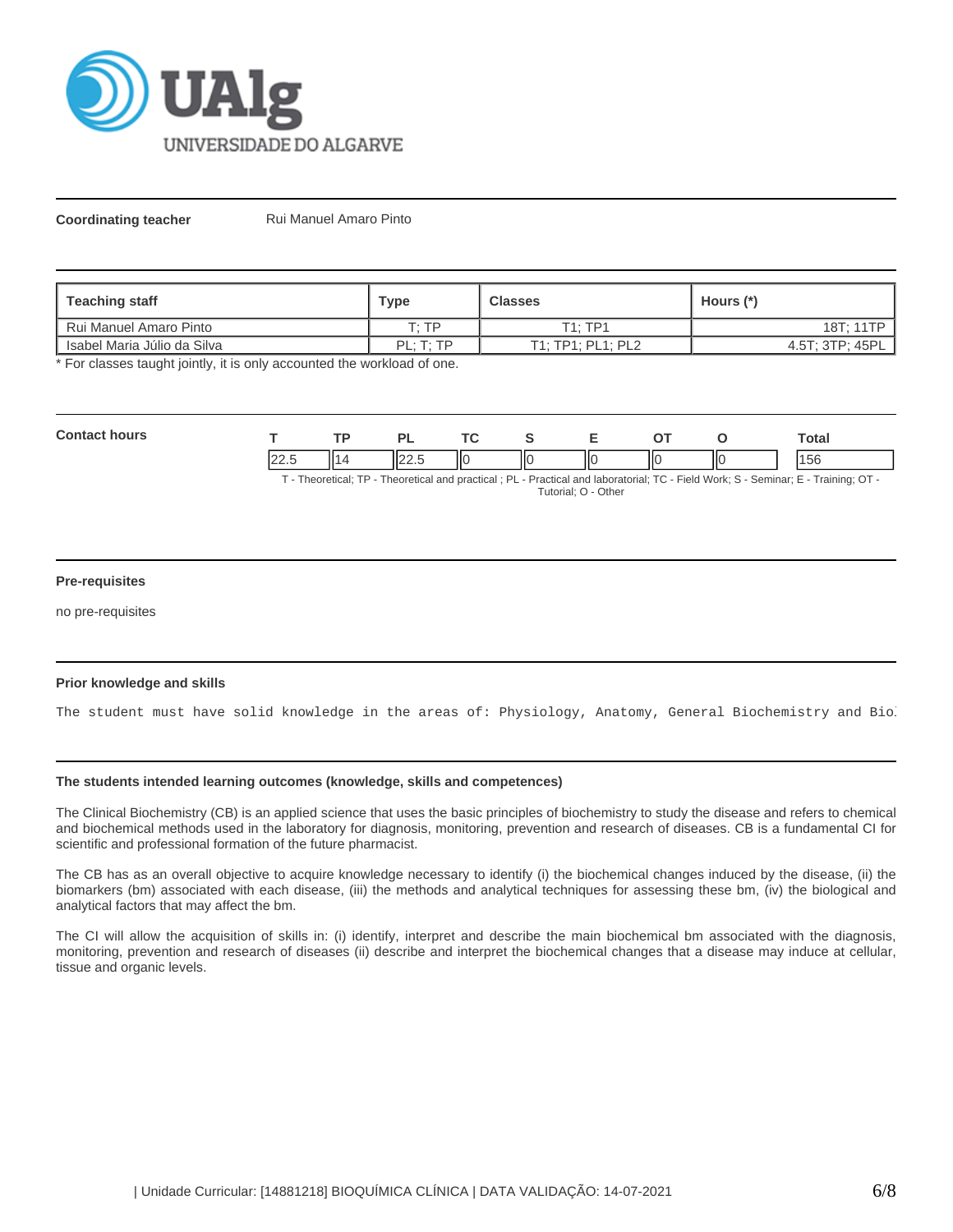**Coordinating teacher** Rui Manuel Amaro Pinto

| Teaching staff | Type | Classes | Hours (*) |
|---|---|---|---|
| Rui Manuel Amaro Pinto | T; TP | T1; TP1 | 18T; 11TP |
| Isabel Maria Júlio da Silva | PL; T; TP | T1; TP1; PL1; PL2 | 4.5T; 3TP; 45PL |

* For classes taught jointly, it is only accounted the workload of one.

**Contact hours**

| T | TP | PL | TC | S | E | OT | O | Total |
|---|---|---|---|---|---|---|---|---|
| 22.5 | 14 | 22.5 | 0 | 0 | 0 | 0 | 0 | 156 |

T - Theoretical; TP - Theoretical and practical ; PL - Practical and laboratorial; TC - Field Work; S - Seminar; E - Training; OT - Tutorial; O - Other

**Pre-requisites**

no pre-requisites

**Prior knowledge and skills**

```
The student must have solid knowledge in the areas of: Physiology, Anatomy, General Biochemistry and Bio
```

**The students intended learning outcomes (knowledge, skills and competences)**

The Clinical Biochemistry (CB) is an applied science that uses the basic principles of biochemistry to study the disease and refers to chemical and biochemical methods used in the laboratory for diagnosis, monitoring, prevention and research of diseases. CB is a fundamental CI for scientific and professional formation of the future pharmacist.

The CB has as an overall objective to acquire knowledge necessary to identify (i) the biochemical changes induced by the disease, (ii) the biomarkers (bm) associated with each disease, (iii) the methods and analytical techniques for assessing these bm, (iv) the biological and analytical factors that may affect the bm.

The CI will allow the acquisition of skills in: (i) identify, interpret and describe the main biochemical bm associated with the diagnosis, monitoring, prevention and research of diseases (ii) describe and interpret the biochemical changes that a disease may induce at cellular, tissue and organic levels.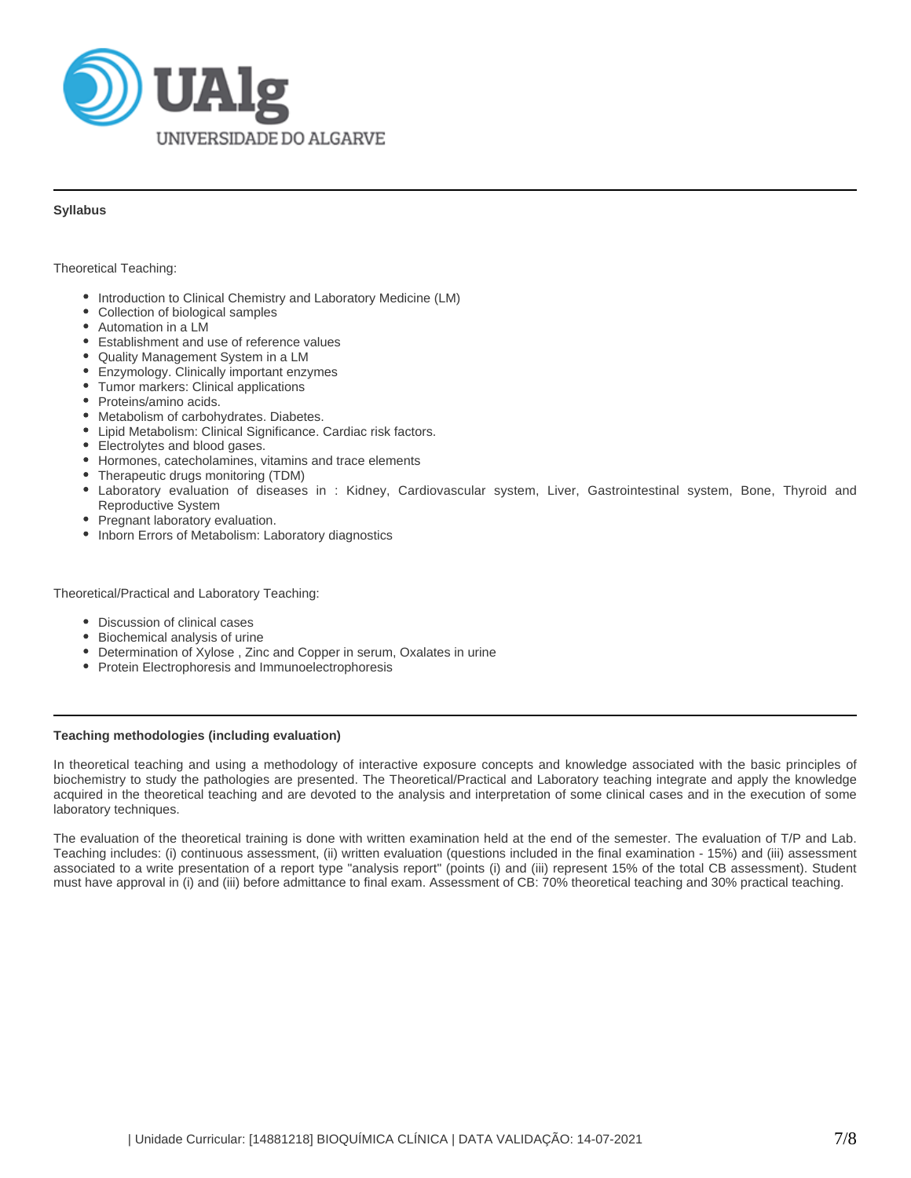## Syllabus

Theoretical Teaching:

- Introduction to Clinical Chemistry and Laboratory Medicine (LM)
- Collection of biological samples
- Automation in a LM
- Establishment and use of reference values
- Quality Management System in a LM
- Enzymology. Clinically important enzymes
- Tumor markers: Clinical applications
- Proteins/amino acids.
- Metabolism of carbohydrates. Diabetes.
- Lipid Metabolism: Clinical Significance. Cardiac risk factors.
- Electrolytes and blood gases.
- Hormones, catecholamines, vitamins and trace elements
- Therapeutic drugs monitoring (TDM)
- Laboratory evaluation of diseases in : Kidney, Cardiovascular system, Liver, Gastrointestinal system, Bone, Thyroid and Reproductive System
- Pregnant laboratory evaluation.
- Inborn Errors of Metabolism: Laboratory diagnostics

Theoretical/Practical and Laboratory Teaching:

- Discussion of clinical cases
- Biochemical analysis of urine
- Determination of Xylose , Zinc and Copper in serum, Oxalates in urine
- Protein Electrophoresis and Immunoelectrophoresis

## Teaching methodologies (including evaluation)

In theoretical teaching and using a methodology of interactive exposure concepts and knowledge associated with the basic principles of biochemistry to study the pathologies are presented. The Theoretical/Practical and Laboratory teaching integrate and apply the knowledge acquired in the theoretical teaching and are devoted to the analysis and interpretation of some clinical cases and in the execution of some laboratory techniques.

The evaluation of the theoretical training is done with written examination held at the end of the semester. The evaluation of T/P and Lab. Teaching includes: (i) continuous assessment, (ii) written evaluation (questions included in the final examination - 15%) and (iii) assessment associated to a write presentation of a report type "analysis report" (points (i) and (iii) represent 15% of the total CB assessment). Student must have approval in (i) and (iii) before admittance to final exam. Assessment of CB: 70% theoretical teaching and 30% practical teaching.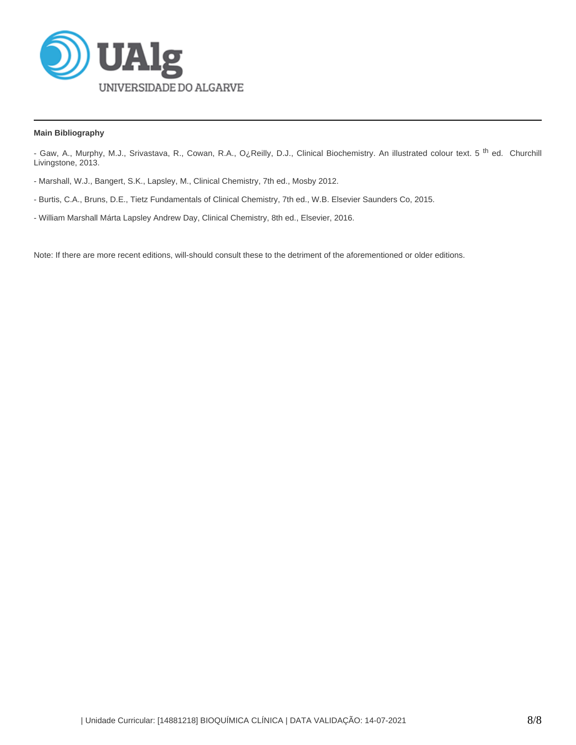**Main Bibliography**

- Gaw, A., Murphy, M.J., Srivastava, R., Cowan, R.A., O¿Reilly, D.J., Clinical Biochemistry. An illustrated colour text. 5 th ed. Churchill Livingstone, 2013.

- Marshall, W.J., Bangert, S.K., Lapsley, M., Clinical Chemistry, 7th ed., Mosby 2012.

- Burtis, C.A., Bruns, D.E., Tietz Fundamentals of Clinical Chemistry, 7th ed., W.B. Elsevier Saunders Co, 2015.

- William Marshall Márta Lapsley Andrew Day, Clinical Chemistry, 8th ed., Elsevier, 2016.

Note: If there are more recent editions, will-should consult these to the detriment of the aforementioned or older editions.